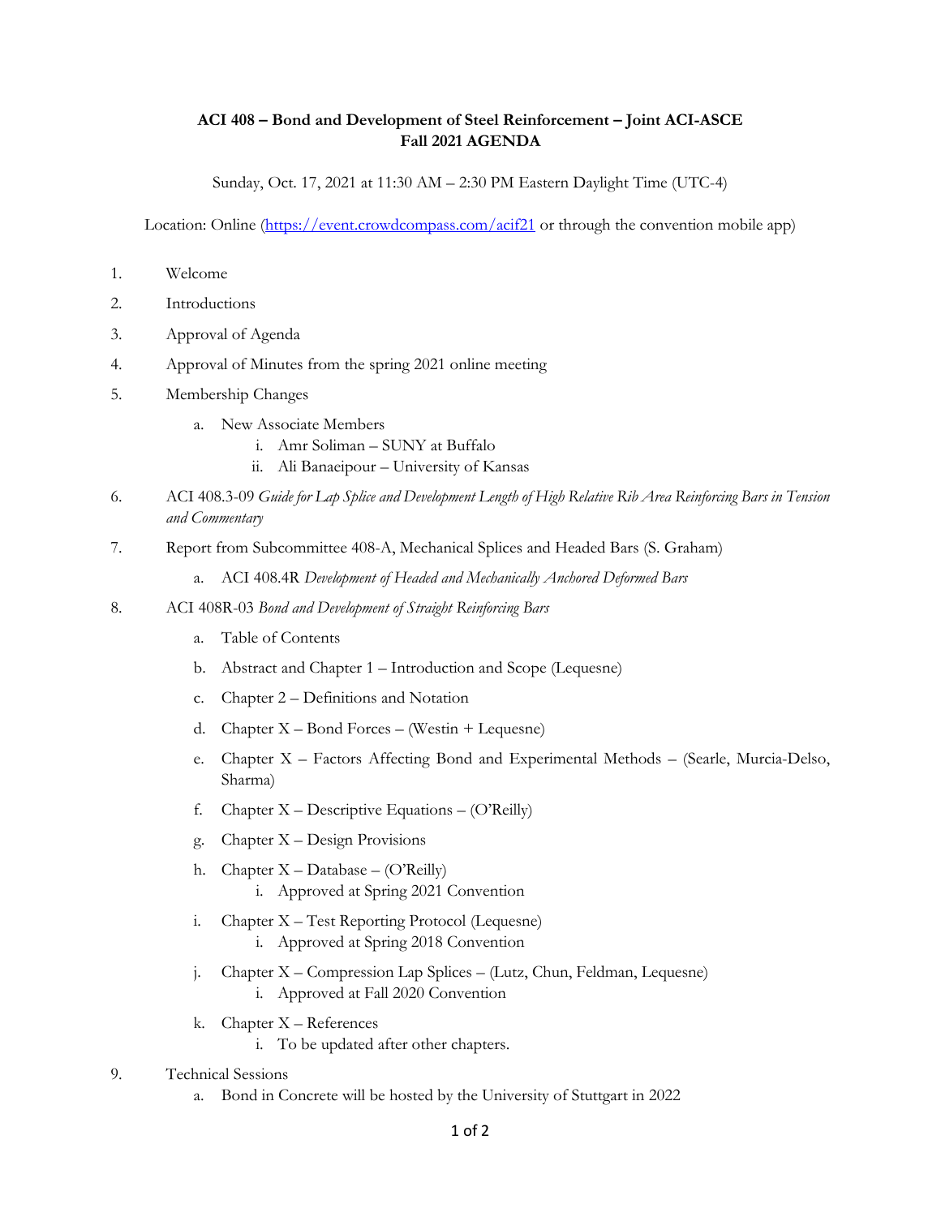**ACI 408 – Bond and Development of Steel Reinforcement – Joint ACI-ASCE**
**Fall 2021 AGENDA**

Sunday, Oct. 17, 2021 at 11:30 AM – 2:30 PM Eastern Daylight Time (UTC-4)

Location: Online (https://event.crowdcompass.com/acif21 or through the convention mobile app)

1. Welcome
2. Introductions
3. Approval of Agenda
4. Approval of Minutes from the spring 2021 online meeting
5. Membership Changes
   a. New Associate Members
      i. Amr Soliman – SUNY at Buffalo
      ii. Ali Banaeipour – University of Kansas
6. ACI 408.3-09 *Guide for Lap Splice and Development Length of High Relative Rib Area Reinforcing Bars in Tension and Commentary*
7. Report from Subcommittee 408-A, Mechanical Splices and Headed Bars (S. Graham)
   a. ACI 408.4R *Development of Headed and Mechanically Anchored Deformed Bars*
8. ACI 408R-03 *Bond and Development of Straight Reinforcing Bars*
   a. Table of Contents
   b. Abstract and Chapter 1 – Introduction and Scope (Lequesne)
   c. Chapter 2 – Definitions and Notation
   d. Chapter X – Bond Forces – (Westin + Lequesne)
   e. Chapter X – Factors Affecting Bond and Experimental Methods – (Searle, Murcia-Delso, Sharma)
   f. Chapter X – Descriptive Equations – (O'Reilly)
   g. Chapter X – Design Provisions
   h. Chapter X – Database – (O'Reilly)
      i. Approved at Spring 2021 Convention
   i. Chapter X – Test Reporting Protocol (Lequesne)
      i. Approved at Spring 2018 Convention
   j. Chapter X – Compression Lap Splices – (Lutz, Chun, Feldman, Lequesne)
      i. Approved at Fall 2020 Convention
   k. Chapter X – References
      i. To be updated after other chapters.
9. Technical Sessions
   a. Bond in Concrete will be hosted by the University of Stuttgart in 2022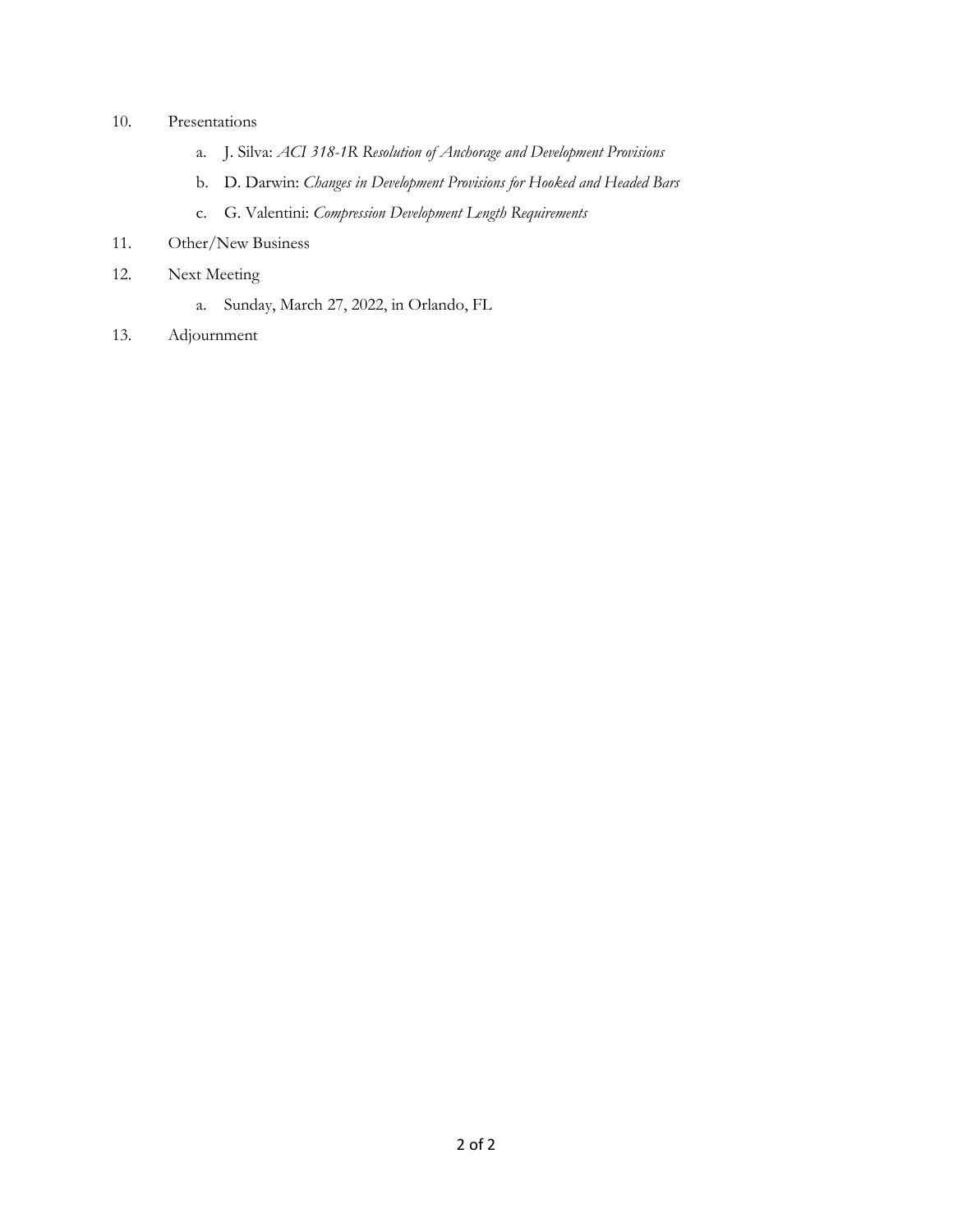10. Presentations

    a. J. Silva: *ACI 318-1R Resolution of Anchorage and Development Provisions*

    b. D. Darwin: *Changes in Development Provisions for Hooked and Headed Bars*

    c. G. Valentini: *Compression Development Length Requirements*

11. Other/New Business

12. Next Meeting

    a. Sunday, March 27, 2022, in Orlando, FL

13. Adjournment